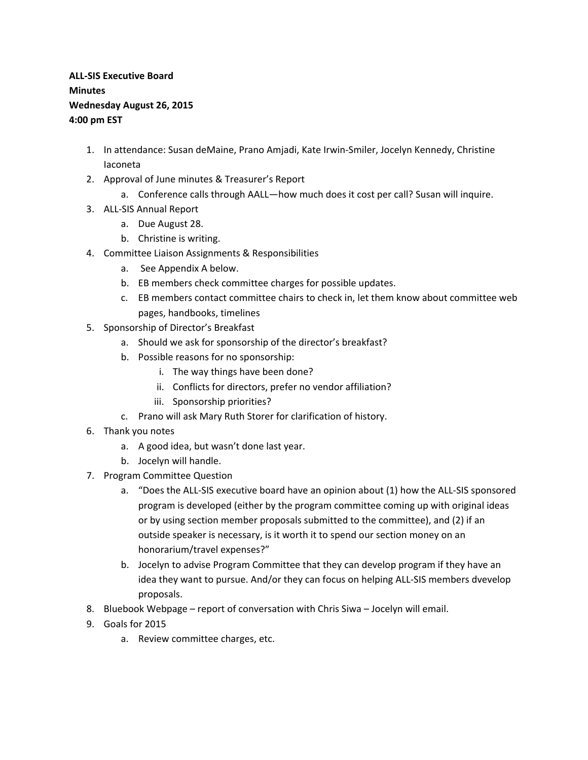**ALL-SIS Executive Board**
**Minutes**
**Wednesday August 26, 2015**
**4:00 pm EST**

1. In attendance: Susan deMaine, Prano Amjadi, Kate Irwin-Smiler, Jocelyn Kennedy, Christine Iaconeta
2. Approval of June minutes & Treasurer's Report
    a. Conference calls through AALL—how much does it cost per call? Susan will inquire.
3. ALL-SIS Annual Report
    a. Due August 28.
    b. Christine is writing.
4. Committee Liaison Assignments & Responsibilities
    a. See Appendix A below.
    b. EB members check committee charges for possible updates.
    c. EB members contact committee chairs to check in, let them know about committee web pages, handbooks, timelines
5. Sponsorship of Director's Breakfast
    a. Should we ask for sponsorship of the director's breakfast?
    b. Possible reasons for no sponsorship:
        i. The way things have been done?
        ii. Conflicts for directors, prefer no vendor affiliation?
        iii. Sponsorship priorities?
    c. Prano will ask Mary Ruth Storer for clarification of history.
6. Thank you notes
    a. A good idea, but wasn't done last year.
    b. Jocelyn will handle.
7. Program Committee Question
    a. "Does the ALL-SIS executive board have an opinion about (1) how the ALL-SIS sponsored program is developed (either by the program committee coming up with original ideas or by using section member proposals submitted to the committee), and (2) if an outside speaker is necessary, is it worth it to spend our section money on an honorarium/travel expenses?"
    b. Jocelyn to advise Program Committee that they can develop program if they have an idea they want to pursue. And/or they can focus on helping ALL-SIS members dvevelop proposals.
8. Bluebook Webpage – report of conversation with Chris Siwa – Jocelyn will email.
9. Goals for 2015
    a. Review committee charges, etc.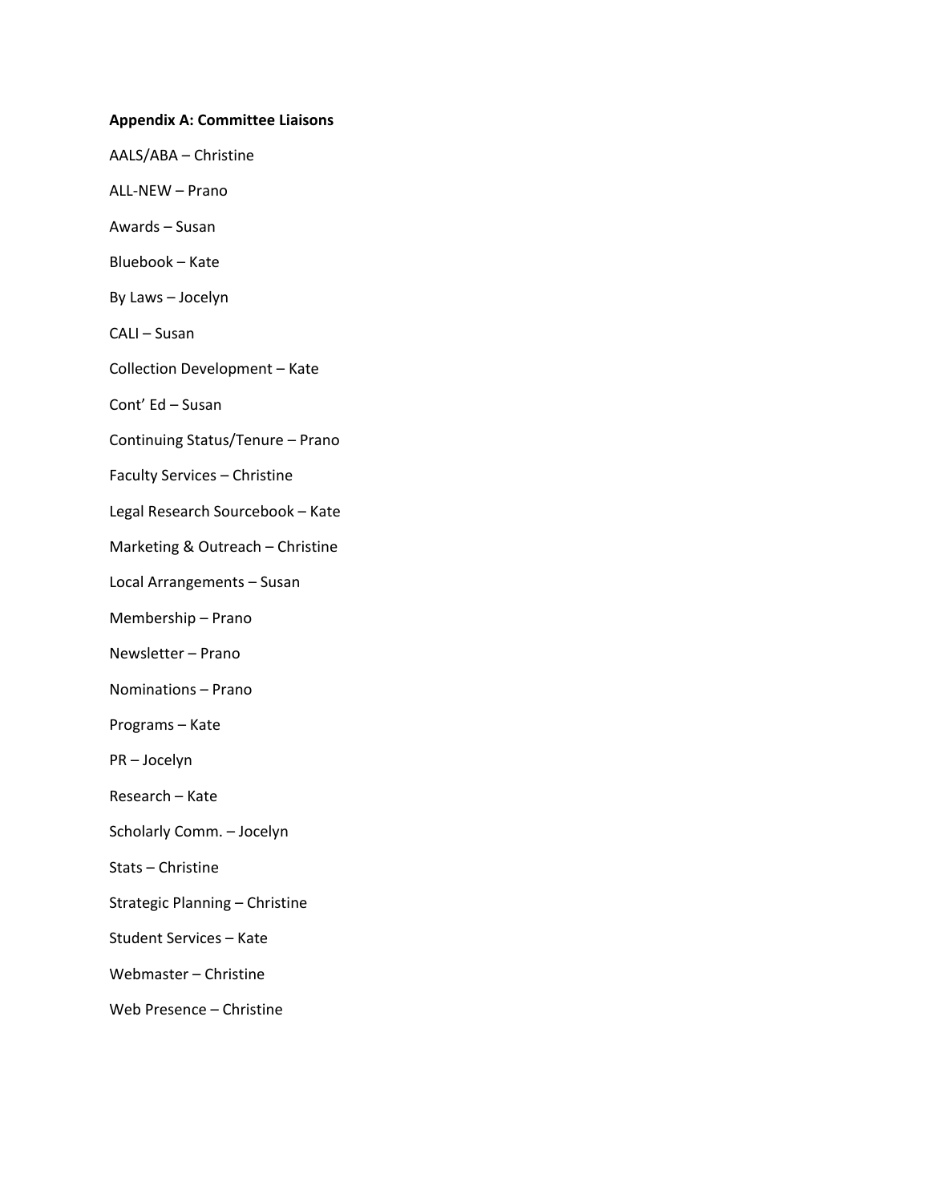**Appendix A: Committee Liaisons**

AALS/ABA – Christine

ALL-NEW – Prano

Awards – Susan

Bluebook – Kate

By Laws – Jocelyn

CALI – Susan

Collection Development – Kate

Cont' Ed – Susan

Continuing Status/Tenure – Prano

Faculty Services – Christine

Legal Research Sourcebook – Kate

Marketing & Outreach – Christine

Local Arrangements – Susan

Membership – Prano

Newsletter – Prano

Nominations – Prano

Programs – Kate

PR – Jocelyn

Research – Kate

Scholarly Comm. – Jocelyn

Stats – Christine

Strategic Planning – Christine

Student Services – Kate

Webmaster – Christine

Web Presence – Christine